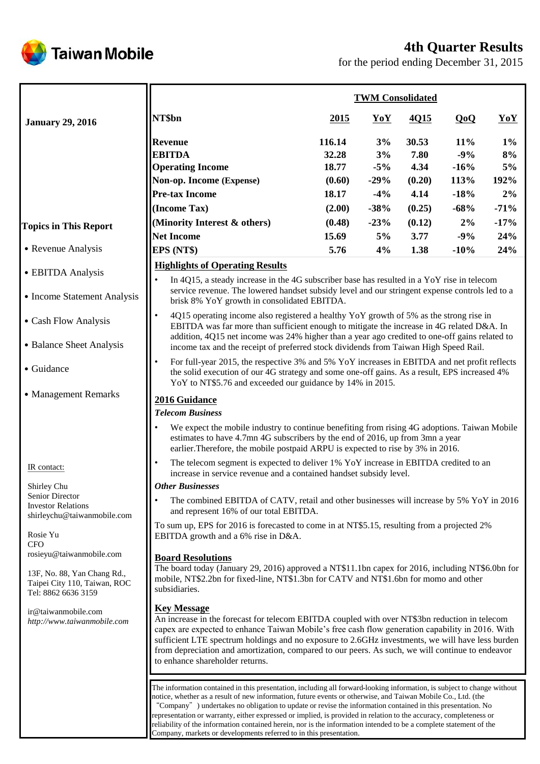# 4th Quarter Results

for the period ending December 31, 2015

**January 29, 2016**

| NT$bn | 2015 | YoY | 4Q15 | QoQ | YoY |
|---|---|---|---|---|---|
| | **TWM Consolidated** | | | | |
| **Revenue** | 116.14 | 3% | 30.53 | 11% | 1% |
| **EBITDA** | 32.28 | 3% | 7.80 | -9% | 8% |
| **Operating Income** | 18.77 | -5% | 4.34 | -16% | 5% |
| **Non-op. Income (Expense)** | (0.60) | -29% | (0.20) | 113% | 192% |
| **Pre-tax Income** | 18.17 | -4% | 4.14 | -18% | 2% |
| **(Income Tax)** | (2.00) | -38% | (0.25) | -68% | -71% |
| **(Minority Interest & others)** | (0.48) | -23% | (0.12) | 2% | -17% |
| **Net Income** | 15.69 | 5% | 3.77 | -9% | 24% |
| **EPS (NT$)** | 5.76 | 4% | 1.38 | -10% | 24% |

## Highlights of Operating Results

- In 4Q15, a steady increase in the 4G subscriber base has resulted in a YoY rise in telecom service revenue. The lowered handset subsidy level and our stringent expense controls led to a brisk 8% YoY growth in consolidated EBITDA.
- 4Q15 operating income also registered a healthy YoY growth of 5% as the strong rise in EBITDA was far more than sufficient enough to mitigate the increase in 4G related D&A. In addition, 4Q15 net income was 24% higher than a year ago credited to one-off gains related to income tax and the receipt of preferred stock dividends from Taiwan High Speed Rail.
- For full-year 2015, the respective 3% and 5% YoY increases in EBITDA and net profit reflects the solid execution of our 4G strategy and some one-off gains. As a result, EPS increased 4% YoY to NT$5.76 and exceeded our guidance by 14% in 2015.

## 2016 Guidance

***Telecom Business***

- We expect the mobile industry to continue benefiting from rising 4G adoptions. Taiwan Mobile estimates to have 4.7mn 4G subscribers by the end of 2016, up from 3mn a year earlier.Therefore, the mobile postpaid ARPU is expected to rise by 3% in 2016.
- The telecom segment is expected to deliver 1% YoY increase in EBITDA credited to an increase in service revenue and a contained handset subsidy level.

***Other Businesses***

- The combined EBITDA of CATV, retail and other businesses will increase by 5% YoY in 2016 and represent 16% of our total EBITDA.

To sum up, EPS for 2016 is forecasted to come in at NT$5.15, resulting from a projected 2% EBITDA growth and a 6% rise in D&A.

## Board Resolutions

The board today (January 29, 2016) approved a NT$11.1bn capex for 2016, including NT$6.0bn for mobile, NT$2.2bn for fixed-line, NT$1.3bn for CATV and NT$1.6bn for momo and other subsidiaries.

## Key Message

An increase in the forecast for telecom EBITDA coupled with over NT$3bn reduction in telecom capex are expected to enhance Taiwan Mobile's free cash flow generation capability in 2016. With sufficient LTE spectrum holdings and no exposure to 2.6GHz investments, we will have less burden from depreciation and amortization, compared to our peers. As such, we will continue to endeavor to enhance shareholder returns.

## Topics in This Report

- Revenue Analysis
- EBITDA Analysis
- Income Statement Analysis
- Cash Flow Analysis
- Balance Sheet Analysis
- Guidance
- Management Remarks

IR contact:

Shirley Chu
Senior Director
Investor Relations
shirleychu@taiwanmobile.com

Rosie Yu
CFO
rosieyu@taiwanmobile.com

13F, No. 88, Yan Chang Rd.,
Taipei City 110, Taiwan, ROC
Tel: 8862 6636 3159

ir@taiwanmobile.com
*http://www.taiwanmobile.com*

The information contained in this presentation, including all forward-looking information, is subject to change without notice, whether as a result of new information, future events or otherwise, and Taiwan Mobile Co., Ltd. (the "Company") undertakes no obligation to update or revise the information contained in this presentation. No representation or warranty, either expressed or implied, is provided in relation to the accuracy, completeness or reliability of the information contained herein, nor is the information intended to be a complete statement of the Company, markets or developments referred to in this presentation.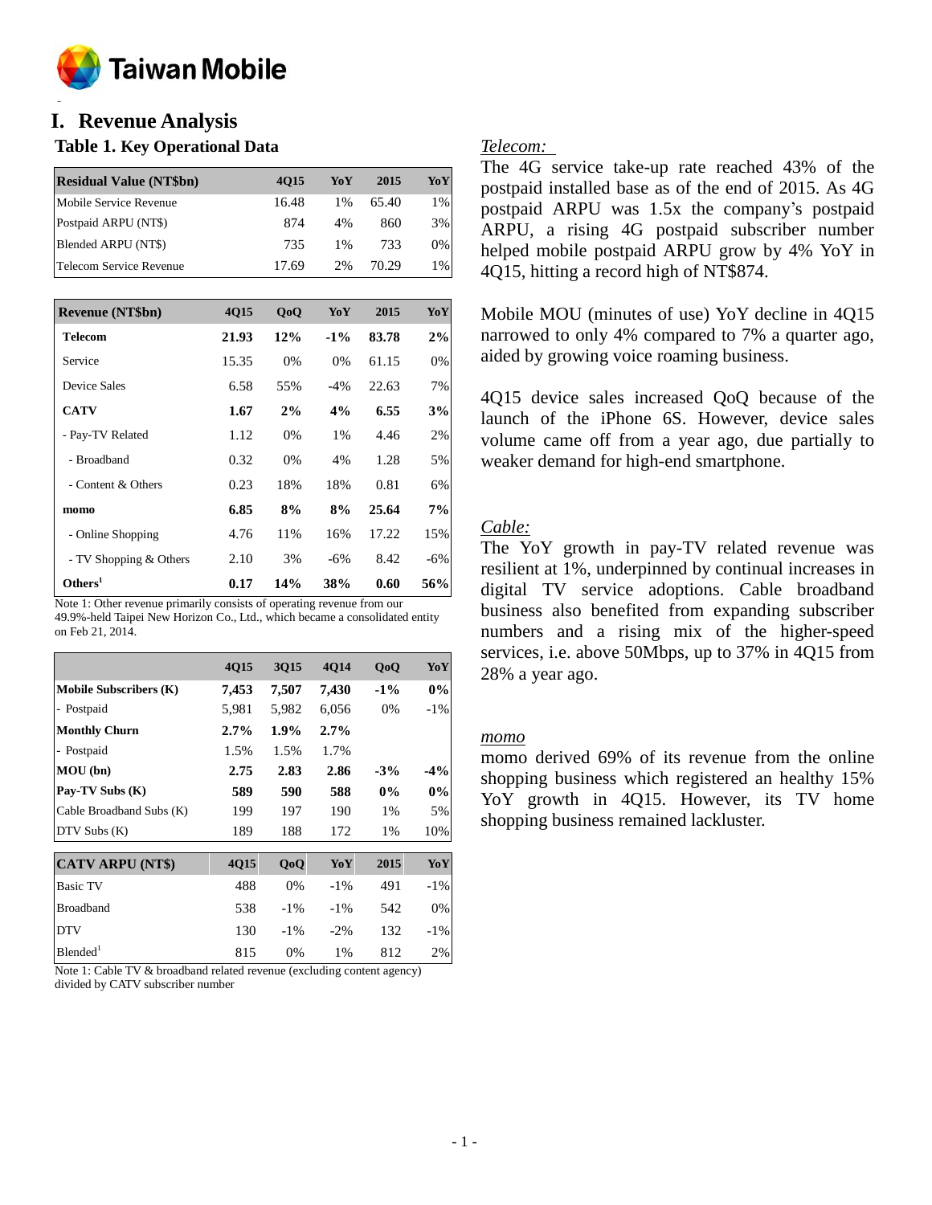# I. Revenue Analysis

## Table 1. Key Operational Data

| Residual Value (NT$bn) | 4Q15 | YoY | 2015 | YoY |
|---|---|---|---|---|
| Mobile Service Revenue | 16.48 | 1% | 65.40 | 1% |
| Postpaid ARPU (NT$) | 874 | 4% | 860 | 3% |
| Blended ARPU (NT$) | 735 | 1% | 733 | 0% |
| Telecom Service Revenue | 17.69 | 2% | 70.29 | 1% |

| Revenue (NT$bn) | 4Q15 | QoQ | YoY | 2015 | YoY |
|---|---|---|---|---|---|
| **Telecom** | **21.93** | **12%** | **-1%** | **83.78** | **2%** |
| Service | 15.35 | 0% | 0% | 61.15 | 0% |
| Device Sales | 6.58 | 55% | -4% | 22.63 | 7% |
| **CATV** | **1.67** | **2%** | **4%** | **6.55** | **3%** |
| - Pay-TV Related | 1.12 | 0% | 1% | 4.46 | 2% |
| - Broadband | 0.32 | 0% | 4% | 1.28 | 5% |
| - Content & Others | 0.23 | 18% | 18% | 0.81 | 6% |
| **momo** | **6.85** | **8%** | **8%** | **25.64** | **7%** |
| - Online Shopping | 4.76 | 11% | 16% | 17.22 | 15% |
| - TV Shopping & Others | 2.10 | 3% | -6% | 8.42 | -6% |
| **Others[1]** | **0.17** | **14%** | **38%** | **0.60** | **56%** |

Note 1: Other revenue primarily consists of operating revenue from our 49.9%-held Taipei New Horizon Co., Ltd., which became a consolidated entity on Feb 21, 2014.

| | 4Q15 | 3Q15 | 4Q14 | QoQ | YoY |
|---|---|---|---|---|---|
| **Mobile Subscribers (K)** | **7,453** | **7,507** | **7,430** | **-1%** | **0%** |
| - Postpaid | 5,981 | 5,982 | 6,056 | 0% | -1% |
| **Monthly Churn** | **2.7%** | **1.9%** | **2.7%** | | |
| - Postpaid | 1.5% | 1.5% | 1.7% | | |
| **MOU (bn)** | **2.75** | **2.83** | **2.86** | **-3%** | **-4%** |
| **Pay-TV Subs (K)** | **589** | **590** | **588** | **0%** | **0%** |
| Cable Broadband Subs (K) | 199 | 197 | 190 | 1% | 5% |
| DTV Subs (K) | 189 | 188 | 172 | 1% | 10% |

| CATV ARPU (NT$) | 4Q15 | QoQ | YoY | 2015 | YoY |
|---|---|---|---|---|---|
| Basic TV | 488 | 0% | -1% | 491 | -1% |
| Broadband | 538 | -1% | -1% | 542 | 0% |
| DTV | 130 | -1% | -2% | 132 | -1% |
| Blended[1] | 815 | 0% | 1% | 812 | 2% |

Note 1: Cable TV & broadband related revenue (excluding content agency) divided by CATV subscriber number

*Telecom:*

The 4G service take-up rate reached 43% of the postpaid installed base as of the end of 2015. As 4G postpaid ARPU was 1.5x the company's postpaid ARPU, a rising 4G postpaid subscriber number helped mobile postpaid ARPU grow by 4% YoY in 4Q15, hitting a record high of NT$874.

Mobile MOU (minutes of use) YoY decline in 4Q15 narrowed to only 4% compared to 7% a quarter ago, aided by growing voice roaming business.

4Q15 device sales increased QoQ because of the launch of the iPhone 6S. However, device sales volume came off from a year ago, due partially to weaker demand for high-end smartphone.

*Cable:*

The YoY growth in pay-TV related revenue was resilient at 1%, underpinned by continual increases in digital TV service adoptions. Cable broadband business also benefited from expanding subscriber numbers and a rising mix of the higher-speed services, i.e. above 50Mbps, up to 37% in 4Q15 from 28% a year ago.

*momo*

momo derived 69% of its revenue from the online shopping business which registered an healthy 15% YoY growth in 4Q15. However, its TV home shopping business remained lackluster.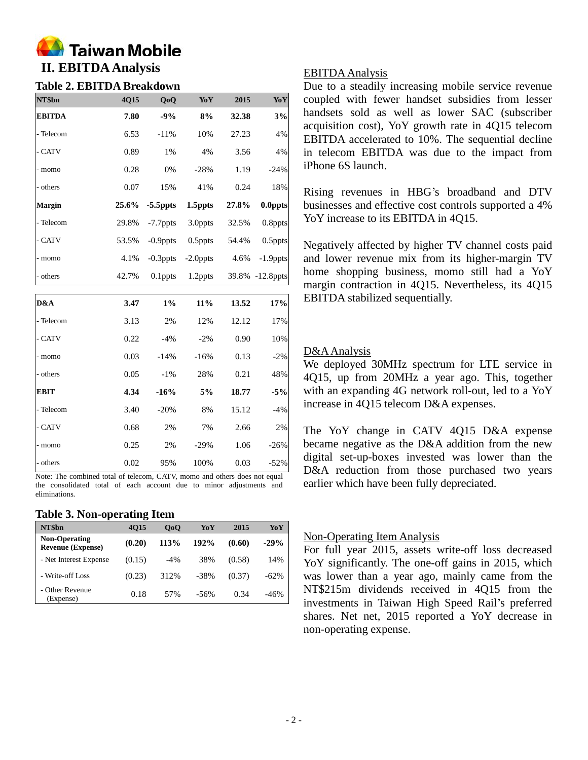## II. EBITDA Analysis

### Table 2. EBITDA Breakdown

| NT$bn | 4Q15 | QoQ | YoY | 2015 | YoY |
|---|---|---|---|---|---|
| **EBITDA** | **7.80** | **-9%** | **8%** | **32.38** | **3%** |
| - Telecom | 6.53 | -11% | 10% | 27.23 | 4% |
| - CATV | 0.89 | 1% | 4% | 3.56 | 4% |
| - momo | 0.28 | 0% | -28% | 1.19 | -24% |
| - others | 0.07 | 15% | 41% | 0.24 | 18% |
| **Margin** | **25.6%** | **-5.5ppts** | **1.5ppts** | **27.8%** | **0.0ppts** |
| - Telecom | 29.8% | -7.7ppts | 3.0ppts | 32.5% | 0.8ppts |
| - CATV | 53.5% | -0.9ppts | 0.5ppts | 54.4% | 0.5ppts |
| - momo | 4.1% | -0.3ppts | -2.0ppts | 4.6% | -1.9ppts |
| - others | 42.7% | 0.1ppts | 1.2ppts | 39.8% | -12.8ppts |
| **D&A** | **3.47** | **1%** | **11%** | **13.52** | **17%** |
| - Telecom | 3.13 | 2% | 12% | 12.12 | 17% |
| - CATV | 0.22 | -4% | -2% | 0.90 | 10% |
| - momo | 0.03 | -14% | -16% | 0.13 | -2% |
| - others | 0.05 | -1% | 28% | 0.21 | 48% |
| **EBIT** | **4.34** | **-16%** | **5%** | **18.77** | **-5%** |
| - Telecom | 3.40 | -20% | 8% | 15.12 | -4% |
| - CATV | 0.68 | 2% | 7% | 2.66 | 2% |
| - momo | 0.25 | 2% | -29% | 1.06 | -26% |
| - others | 0.02 | 95% | 100% | 0.03 | -52% |

Note: The combined total of telecom, CATV, momo and others does not equal the consolidated total of each account due to minor adjustments and eliminations.

### Table 3. Non-operating Item

| NT$bn | 4Q15 | QoQ | YoY | 2015 | YoY |
|---|---|---|---|---|---|
| **Non-Operating Revenue (Expense)** | **(0.20)** | **113%** | **192%** | **(0.60)** | **-29%** |
| - Net Interest Expense | (0.15) | -4% | 38% | (0.58) | 14% |
| - Write-off Loss | (0.23) | 312% | -38% | (0.37) | -62% |
| - Other Revenue (Expense) | 0.18 | 57% | -56% | 0.34 | -46% |

EBITDA Analysis

Due to a steadily increasing mobile service revenue coupled with fewer handset subsidies from lesser handsets sold as well as lower SAC (subscriber acquisition cost), YoY growth rate in 4Q15 telecom EBITDA accelerated to 10%. The sequential decline in telecom EBITDA was due to the impact from iPhone 6S launch.

Rising revenues in HBG's broadband and DTV businesses and effective cost controls supported a 4% YoY increase to its EBITDA in 4Q15.

Negatively affected by higher TV channel costs paid and lower revenue mix from its higher-margin TV home shopping business, momo still had a YoY margin contraction in 4Q15. Nevertheless, its 4Q15 EBITDA stabilized sequentially.

D&A Analysis

We deployed 30MHz spectrum for LTE service in 4Q15, up from 20MHz a year ago. This, together with an expanding 4G network roll-out, led to a YoY increase in 4Q15 telecom D&A expenses.

The YoY change in CATV 4Q15 D&A expense became negative as the D&A addition from the new digital set-up-boxes invested was lower than the D&A reduction from those purchased two years earlier which have been fully depreciated.

Non-Operating Item Analysis

For full year 2015, assets write-off loss decreased YoY significantly. The one-off gains in 2015, which was lower than a year ago, mainly came from the NT$215m dividends received in 4Q15 from the investments in Taiwan High Speed Rail's preferred shares. Net net, 2015 reported a YoY decrease in non-operating expense.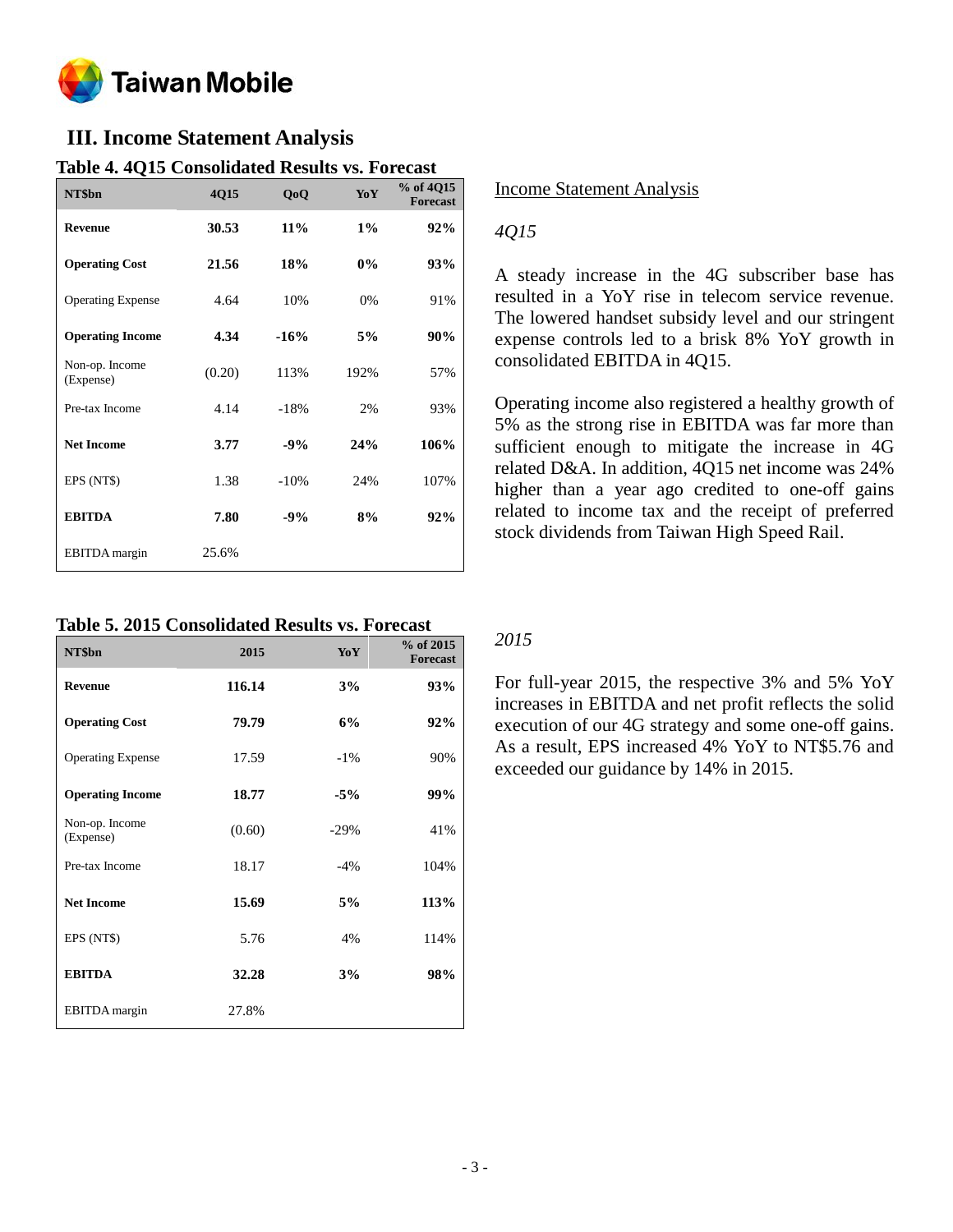## III. Income Statement Analysis

### Table 4. 4Q15 Consolidated Results vs. Forecast

| NT$bn | 4Q15 | QoQ | YoY | % of 4Q15 Forecast |
|---|---|---|---|---|
| **Revenue** | **30.53** | **11%** | **1%** | **92%** |
| **Operating Cost** | **21.56** | **18%** | **0%** | **93%** |
| Operating Expense | 4.64 | 10% | 0% | 91% |
| **Operating Income** | **4.34** | **-16%** | **5%** | **90%** |
| Non-op. Income (Expense) | (0.20) | 113% | 192% | 57% |
| Pre-tax Income | 4.14 | -18% | 2% | 93% |
| **Net Income** | **3.77** | **-9%** | **24%** | **106%** |
| EPS (NT$) | 1.38 | -10% | 24% | 107% |
| **EBITDA** | **7.80** | **-9%** | **8%** | **92%** |
| EBITDA margin | 25.6% | | | |

Income Statement Analysis

*4Q15*

A steady increase in the 4G subscriber base has resulted in a YoY rise in telecom service revenue. The lowered handset subsidy level and our stringent expense controls led to a brisk 8% YoY growth in consolidated EBITDA in 4Q15.

Operating income also registered a healthy growth of 5% as the strong rise in EBITDA was far more than sufficient enough to mitigate the increase in 4G related D&A. In addition, 4Q15 net income was 24% higher than a year ago credited to one-off gains related to income tax and the receipt of preferred stock dividends from Taiwan High Speed Rail.

### Table 5. 2015 Consolidated Results vs. Forecast

| NT$bn | 2015 | YoY | % of 2015 Forecast |
|---|---|---|---|
| **Revenue** | **116.14** | **3%** | **93%** |
| **Operating Cost** | **79.79** | **6%** | **92%** |
| Operating Expense | 17.59 | -1% | 90% |
| **Operating Income** | **18.77** | **-5%** | **99%** |
| Non-op. Income (Expense) | (0.60) | -29% | 41% |
| Pre-tax Income | 18.17 | -4% | 104% |
| **Net Income** | **15.69** | **5%** | **113%** |
| EPS (NT$) | 5.76 | 4% | 114% |
| **EBITDA** | **32.28** | **3%** | **98%** |
| EBITDA margin | 27.8% | | |

*2015*

For full-year 2015, the respective 3% and 5% YoY increases in EBITDA and net profit reflects the solid execution of our 4G strategy and some one-off gains. As a result, EPS increased 4% YoY to NT$5.76 and exceeded our guidance by 14% in 2015.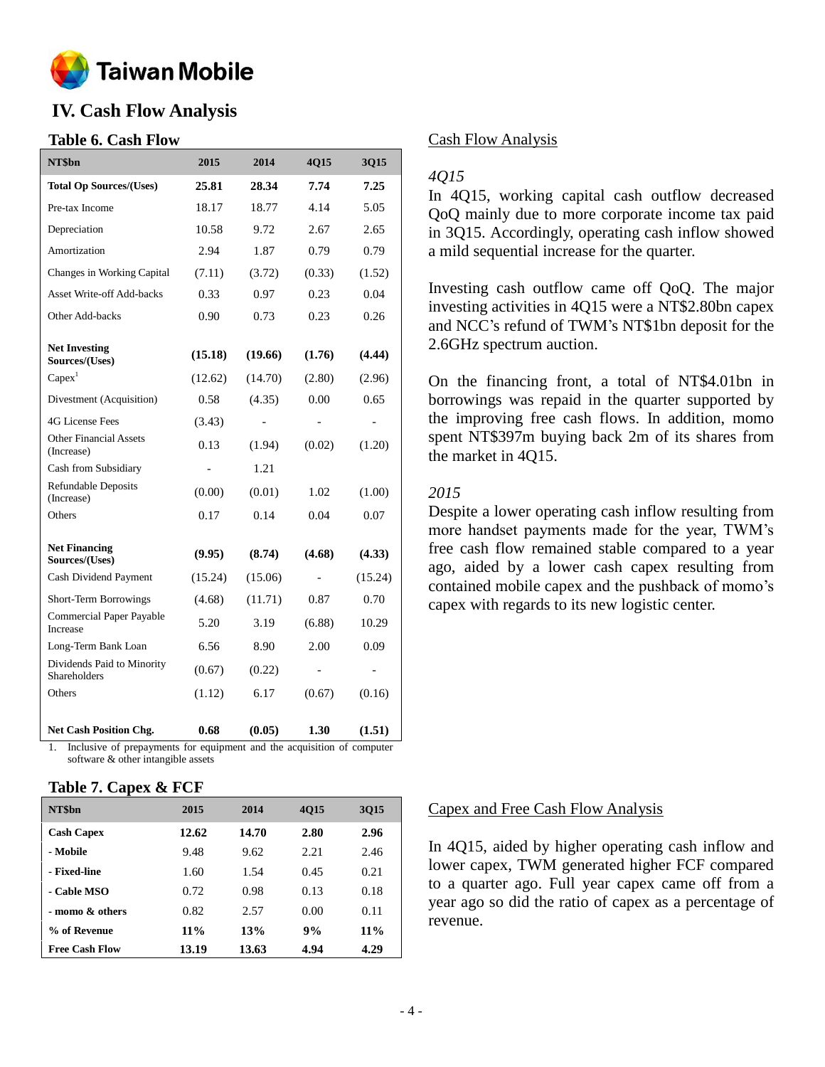# IV. Cash Flow Analysis

### Table 6. Cash Flow

| NT$bn | 2015 | 2014 | 4Q15 | 3Q15 |
|---|---|---|---|---|
| **Total Op Sources/(Uses)** | **25.81** | **28.34** | **7.74** | **7.25** |
| Pre-tax Income | 18.17 | 18.77 | 4.14 | 5.05 |
| Depreciation | 10.58 | 9.72 | 2.67 | 2.65 |
| Amortization | 2.94 | 1.87 | 0.79 | 0.79 |
| Changes in Working Capital | (7.11) | (3.72) | (0.33) | (1.52) |
| Asset Write-off Add-backs | 0.33 | 0.97 | 0.23 | 0.04 |
| Other Add-backs | 0.90 | 0.73 | 0.23 | 0.26 |
| **Net Investing Sources/(Uses)** | **(15.18)** | **(19.66)** | **(1.76)** | **(4.44)** |
| Capex[1] | (12.62) | (14.70) | (2.80) | (2.96) |
| Divestment (Acquisition) | 0.58 | (4.35) | 0.00 | 0.65 |
| 4G License Fees | (3.43) | - | - | - |
| Other Financial Assets (Increase) | 0.13 | (1.94) | (0.02) | (1.20) |
| Cash from Subsidiary | - | 1.21 | | |
| Refundable Deposits (Increase) | (0.00) | (0.01) | 1.02 | (1.00) |
| Others | 0.17 | 0.14 | 0.04 | 0.07 |
| **Net Financing Sources/(Uses)** | **(9.95)** | **(8.74)** | **(4.68)** | **(4.33)** |
| Cash Dividend Payment | (15.24) | (15.06) | - | (15.24) |
| Short-Term Borrowings | (4.68) | (11.71) | 0.87 | 0.70 |
| Commercial Paper Payable Increase | 5.20 | 3.19 | (6.88) | 10.29 |
| Long-Term Bank Loan | 6.56 | 8.90 | 2.00 | 0.09 |
| Dividends Paid to Minority Shareholders | (0.67) | (0.22) | - | - |
| Others | (1.12) | 6.17 | (0.67) | (0.16) |
| **Net Cash Position Chg.** | **0.68** | **(0.05)** | **1.30** | **(1.51)** |

1. Inclusive of prepayments for equipment and the acquisition of computer software & other intangible assets

<u>Cash Flow Analysis</u>

*4Q15*

In 4Q15, working capital cash outflow decreased QoQ mainly due to more corporate income tax paid in 3Q15. Accordingly, operating cash inflow showed a mild sequential increase for the quarter.

Investing cash outflow came off QoQ. The major investing activities in 4Q15 were a NT$2.80bn capex and NCC's refund of TWM's NT$1bn deposit for the 2.6GHz spectrum auction.

On the financing front, a total of NT$4.01bn in borrowings was repaid in the quarter supported by the improving free cash flows. In addition, momo spent NT$397m buying back 2m of its shares from the market in 4Q15.

*2015*

Despite a lower operating cash inflow resulting from more handset payments made for the year, TWM's free cash flow remained stable compared to a year ago, aided by a lower cash capex resulting from contained mobile capex and the pushback of momo's capex with regards to its new logistic center.

### Table 7. Capex & FCF

| NT$bn | 2015 | 2014 | 4Q15 | 3Q15 |
|---|---|---|---|---|
| **Cash Capex** | **12.62** | **14.70** | **2.80** | **2.96** |
| **- Mobile** | 9.48 | 9.62 | 2.21 | 2.46 |
| **- Fixed-line** | 1.60 | 1.54 | 0.45 | 0.21 |
| **- Cable MSO** | 0.72 | 0.98 | 0.13 | 0.18 |
| **- momo & others** | 0.82 | 2.57 | 0.00 | 0.11 |
| **% of Revenue** | **11%** | **13%** | **9%** | **11%** |
| **Free Cash Flow** | **13.19** | **13.63** | **4.94** | **4.29** |

<u>Capex and Free Cash Flow Analysis</u>

In 4Q15, aided by higher operating cash inflow and lower capex, TWM generated higher FCF compared to a quarter ago. Full year capex came off from a year ago so did the ratio of capex as a percentage of revenue.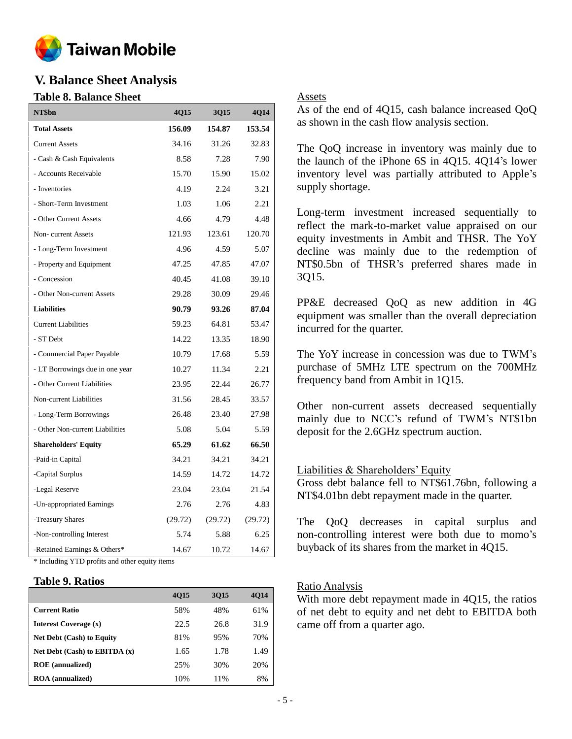## V. Balance Sheet Analysis

### Table 8. Balance Sheet

| NT$bn | 4Q15 | 3Q15 | 4Q14 |
|---|---|---|---|
| **Total Assets** | **156.09** | **154.87** | **153.54** |
| Current Assets | 34.16 | 31.26 | 32.83 |
| - Cash & Cash Equivalents | 8.58 | 7.28 | 7.90 |
| - Accounts Receivable | 15.70 | 15.90 | 15.02 |
| - Inventories | 4.19 | 2.24 | 3.21 |
| - Short-Term Investment | 1.03 | 1.06 | 2.21 |
| - Other Current Assets | 4.66 | 4.79 | 4.48 |
| Non- current Assets | 121.93 | 123.61 | 120.70 |
| - Long-Term Investment | 4.96 | 4.59 | 5.07 |
| - Property and Equipment | 47.25 | 47.85 | 47.07 |
| - Concession | 40.45 | 41.08 | 39.10 |
| - Other Non-current Assets | 29.28 | 30.09 | 29.46 |
| **Liabilities** | **90.79** | **93.26** | **87.04** |
| Current Liabilities | 59.23 | 64.81 | 53.47 |
| - ST Debt | 14.22 | 13.35 | 18.90 |
| - Commercial Paper Payable | 10.79 | 17.68 | 5.59 |
| - LT Borrowings due in one year | 10.27 | 11.34 | 2.21 |
| - Other Current Liabilities | 23.95 | 22.44 | 26.77 |
| Non-current Liabilities | 31.56 | 28.45 | 33.57 |
| - Long-Term Borrowings | 26.48 | 23.40 | 27.98 |
| - Other Non-current Liabilities | 5.08 | 5.04 | 5.59 |
| **Shareholders' Equity** | **65.29** | **61.62** | **66.50** |
| -Paid-in Capital | 34.21 | 34.21 | 34.21 |
| -Capital Surplus | 14.59 | 14.72 | 14.72 |
| -Legal Reserve | 23.04 | 23.04 | 21.54 |
| -Un-appropriated Earnings | 2.76 | 2.76 | 4.83 |
| -Treasury Shares | (29.72) | (29.72) | (29.72) |
| -Non-controlling Interest | 5.74 | 5.88 | 6.25 |
| -Retained Earnings & Others* | 14.67 | 10.72 | 14.67 |

* Including YTD profits and other equity items

### Table 9. Ratios

| | 4Q15 | 3Q15 | 4Q14 |
|---|---|---|---|
| **Current Ratio** | 58% | 48% | 61% |
| **Interest Coverage (x)** | 22.5 | 26.8 | 31.9 |
| **Net Debt (Cash) to Equity** | 81% | 95% | 70% |
| **Net Debt (Cash) to EBITDA (x)** | 1.65 | 1.78 | 1.49 |
| **ROE (annualized)** | 25% | 30% | 20% |
| **ROA (annualized)** | 10% | 11% | 8% |

Assets

As of the end of 4Q15, cash balance increased QoQ as shown in the cash flow analysis section.

The QoQ increase in inventory was mainly due to the launch of the iPhone 6S in 4Q15. 4Q14's lower inventory level was partially attributed to Apple's supply shortage.

Long-term investment increased sequentially to reflect the mark-to-market value appraised on our equity investments in Ambit and THSR. The YoY decline was mainly due to the redemption of NT$0.5bn of THSR's preferred shares made in 3Q15.

PP&E decreased QoQ as new addition in 4G equipment was smaller than the overall depreciation incurred for the quarter.

The YoY increase in concession was due to TWM's purchase of 5MHz LTE spectrum on the 700MHz frequency band from Ambit in 1Q15.

Other non-current assets decreased sequentially mainly due to NCC's refund of TWM's NT$1bn deposit for the 2.6GHz spectrum auction.

Liabilities & Shareholders' Equity

Gross debt balance fell to NT$61.76bn, following a NT$4.01bn debt repayment made in the quarter.

The QoQ decreases in capital surplus and non-controlling interest were both due to momo's buyback of its shares from the market in 4Q15.

Ratio Analysis

With more debt repayment made in 4Q15, the ratios of net debt to equity and net debt to EBITDA both came off from a quarter ago.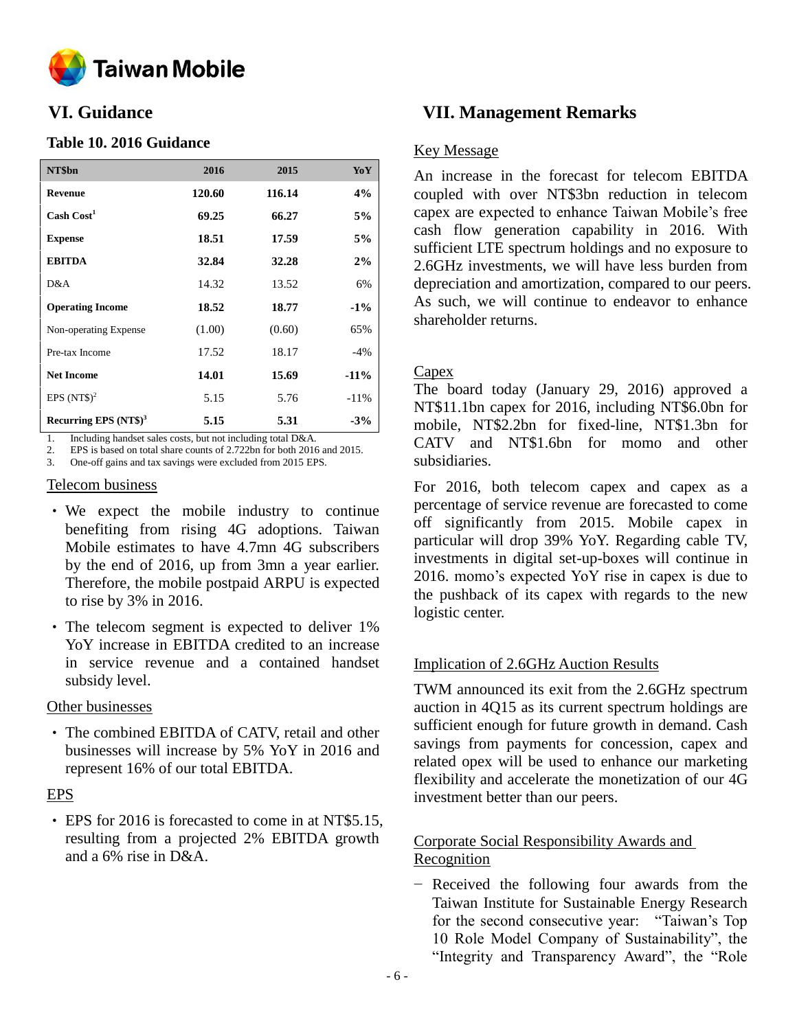## VI. Guidance

### Table 10. 2016 Guidance

| NT$bn | 2016 | 2015 | YoY |
|---|---|---|---|
| **Revenue** | **120.60** | **116.14** | **4%** |
| **Cash Cost**[1] | **69.25** | **66.27** | **5%** |
| **Expense** | **18.51** | **17.59** | **5%** |
| **EBITDA** | **32.84** | **32.28** | **2%** |
| D&A | 14.32 | 13.52 | 6% |
| **Operating Income** | **18.52** | **18.77** | **-1%** |
| Non-operating Expense | (1.00) | (0.60) | 65% |
| Pre-tax Income | 17.52 | 18.17 | -4% |
| **Net Income** | **14.01** | **15.69** | **-11%** |
| EPS (NT$)[2] | 5.15 | 5.76 | -11% |
| **Recurring EPS (NT$)**[3] | **5.15** | **5.31** | **-3%** |

1. Including handset sales costs, but not including total D&A.
2. EPS is based on total share counts of 2.722bn for both 2016 and 2015.
3. One-off gains and tax savings were excluded from 2015 EPS.

Telecom business

- We expect the mobile industry to continue benefiting from rising 4G adoptions. Taiwan Mobile estimates to have 4.7mn 4G subscribers by the end of 2016, up from 3mn a year earlier. Therefore, the mobile postpaid ARPU is expected to rise by 3% in 2016.
- The telecom segment is expected to deliver 1% YoY increase in EBITDA credited to an increase in service revenue and a contained handset subsidy level.

Other businesses

- The combined EBITDA of CATV, retail and other businesses will increase by 5% YoY in 2016 and represent 16% of our total EBITDA.

EPS

- EPS for 2016 is forecasted to come in at NT$5.15, resulting from a projected 2% EBITDA growth and a 6% rise in D&A.

## VII. Management Remarks

Key Message

An increase in the forecast for telecom EBITDA coupled with over NT$3bn reduction in telecom capex are expected to enhance Taiwan Mobile's free cash flow generation capability in 2016. With sufficient LTE spectrum holdings and no exposure to 2.6GHz investments, we will have less burden from depreciation and amortization, compared to our peers. As such, we will continue to endeavor to enhance shareholder returns.

Capex

The board today (January 29, 2016) approved a NT$11.1bn capex for 2016, including NT$6.0bn for mobile, NT$2.2bn for fixed-line, NT$1.3bn for CATV and NT$1.6bn for momo and other subsidiaries.

For 2016, both telecom capex and capex as a percentage of service revenue are forecasted to come off significantly from 2015. Mobile capex in particular will drop 39% YoY. Regarding cable TV, investments in digital set-up-boxes will continue in 2016. momo's expected YoY rise in capex is due to the pushback of its capex with regards to the new logistic center.

Implication of 2.6GHz Auction Results

TWM announced its exit from the 2.6GHz spectrum auction in 4Q15 as its current spectrum holdings are sufficient enough for future growth in demand. Cash savings from payments for concession, capex and related opex will be used to enhance our marketing flexibility and accelerate the monetization of our 4G investment better than our peers.

Corporate Social Responsibility Awards and Recognition

− Received the following four awards from the Taiwan Institute for Sustainable Energy Research for the second consecutive year: "Taiwan's Top 10 Role Model Company of Sustainability", the "Integrity and Transparency Award", the "Role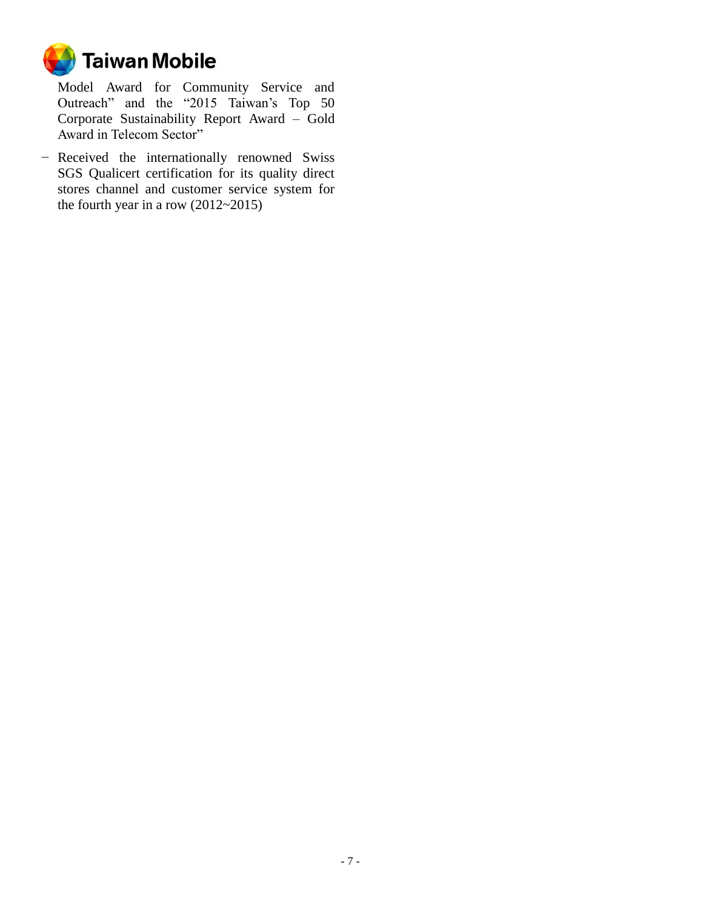Model Award for Community Service and Outreach" and the "2015 Taiwan's Top 50 Corporate Sustainability Report Award – Gold Award in Telecom Sector"

- Received the internationally renowned Swiss SGS Qualicert certification for its quality direct stores channel and customer service system for the fourth year in a row (2012~2015)